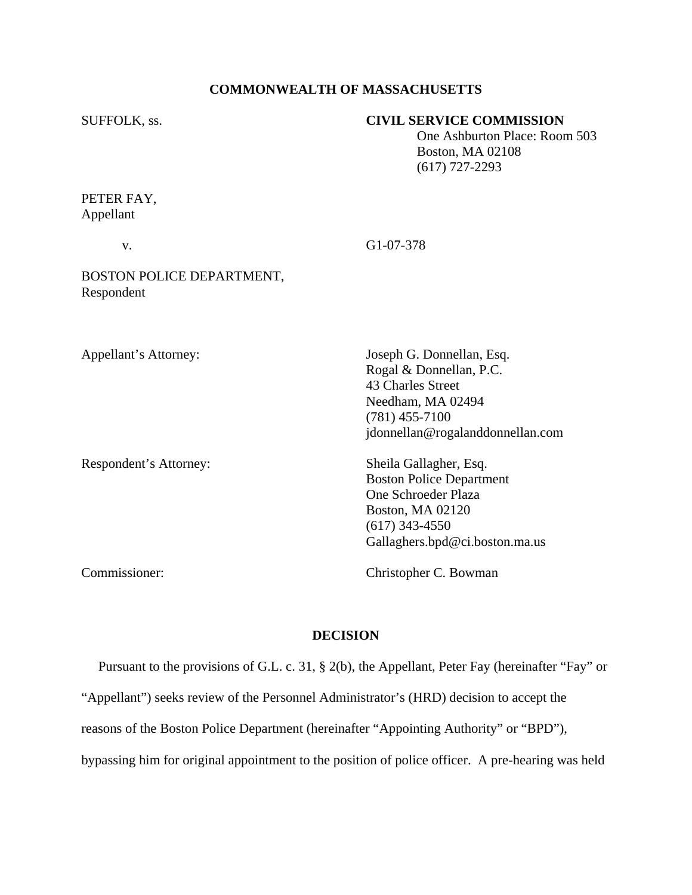**COMMONWEALTH OF MASSACHUSETTS**

SUFFOLK, ss.

**CIVIL SERVICE COMMISSION**
One Ashburton Place: Room 503
Boston, MA 02108
(617) 727-2293

PETER FAY,
Appellant

v. G1-07-378

BOSTON POLICE DEPARTMENT,
Respondent

Appellant's Attorney:

Joseph G. Donnellan, Esq.
Rogal & Donnellan, P.C.
43 Charles Street
Needham, MA 02494
(781) 455-7100
jdonnellan@rogalanddonnellan.com

Respondent's Attorney:

Sheila Gallagher, Esq.
Boston Police Department
One Schroeder Plaza
Boston, MA 02120
(617) 343-4550
Gallaghers.bpd@ci.boston.ma.us

Commissioner:

Christopher C. Bowman

**DECISION**

Pursuant to the provisions of G.L. c. 31, § 2(b), the Appellant, Peter Fay (hereinafter "Fay" or "Appellant") seeks review of the Personnel Administrator's (HRD) decision to accept the reasons of the Boston Police Department (hereinafter "Appointing Authority" or "BPD"), bypassing him for original appointment to the position of police officer. A pre-hearing was held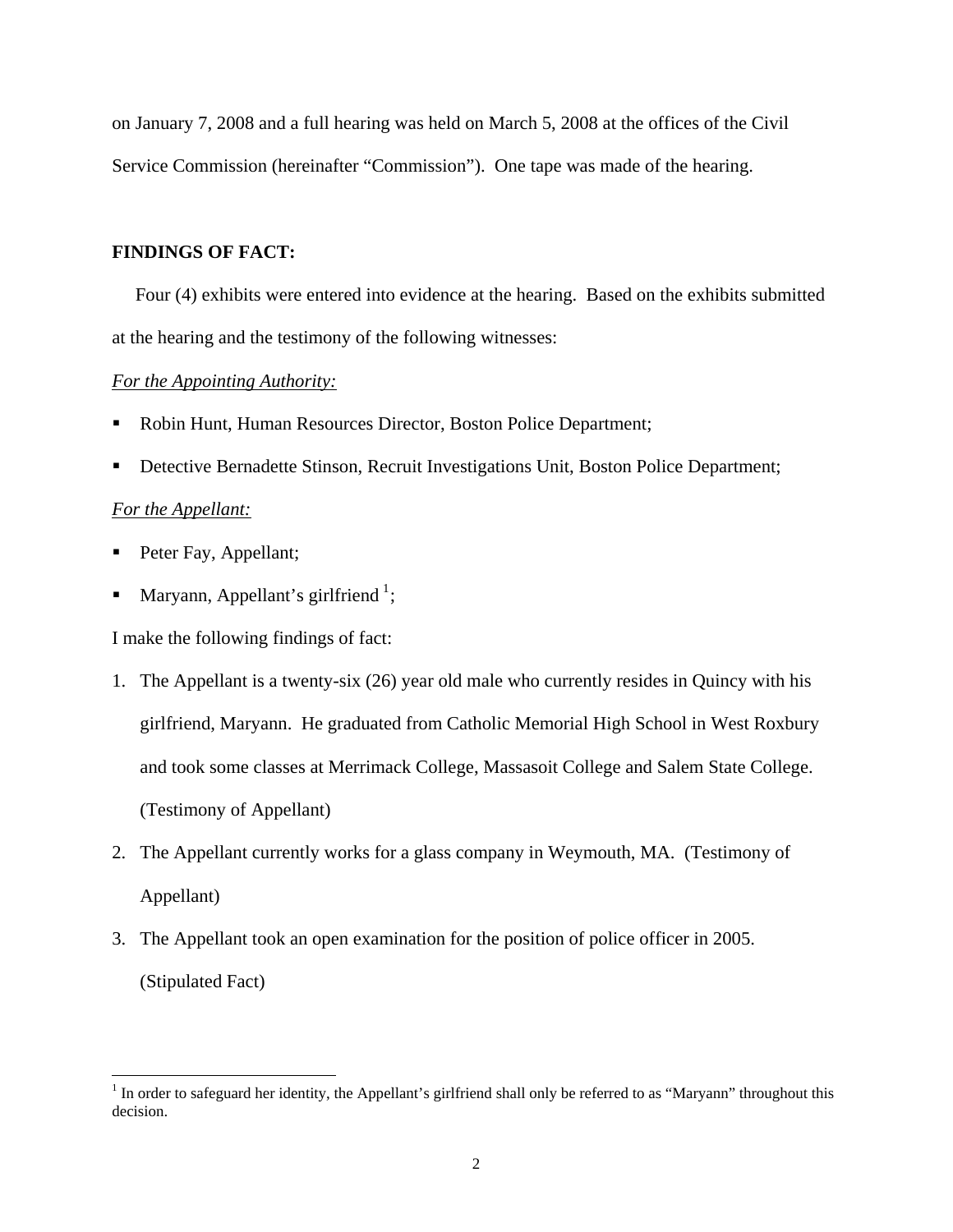on January 7, 2008 and a full hearing was held on March 5, 2008 at the offices of the Civil Service Commission (hereinafter "Commission"). One tape was made of the hearing.

**FINDINGS OF FACT:**

Four (4) exhibits were entered into evidence at the hearing. Based on the exhibits submitted at the hearing and the testimony of the following witnesses:

*For the Appointing Authority:*

- Robin Hunt, Human Resources Director, Boston Police Department;
- Detective Bernadette Stinson, Recruit Investigations Unit, Boston Police Department;

*For the Appellant:*

- Peter Fay, Appellant;
- Maryann, Appellant's girlfriend [1];

I make the following findings of fact:

1. The Appellant is a twenty-six (26) year old male who currently resides in Quincy with his girlfriend, Maryann. He graduated from Catholic Memorial High School in West Roxbury and took some classes at Merrimack College, Massasoit College and Salem State College. (Testimony of Appellant)
2. The Appellant currently works for a glass company in Weymouth, MA. (Testimony of Appellant)
3. The Appellant took an open examination for the position of police officer in 2005. (Stipulated Fact)

[1] In order to safeguard her identity, the Appellant's girlfriend shall only be referred to as "Maryann" throughout this decision.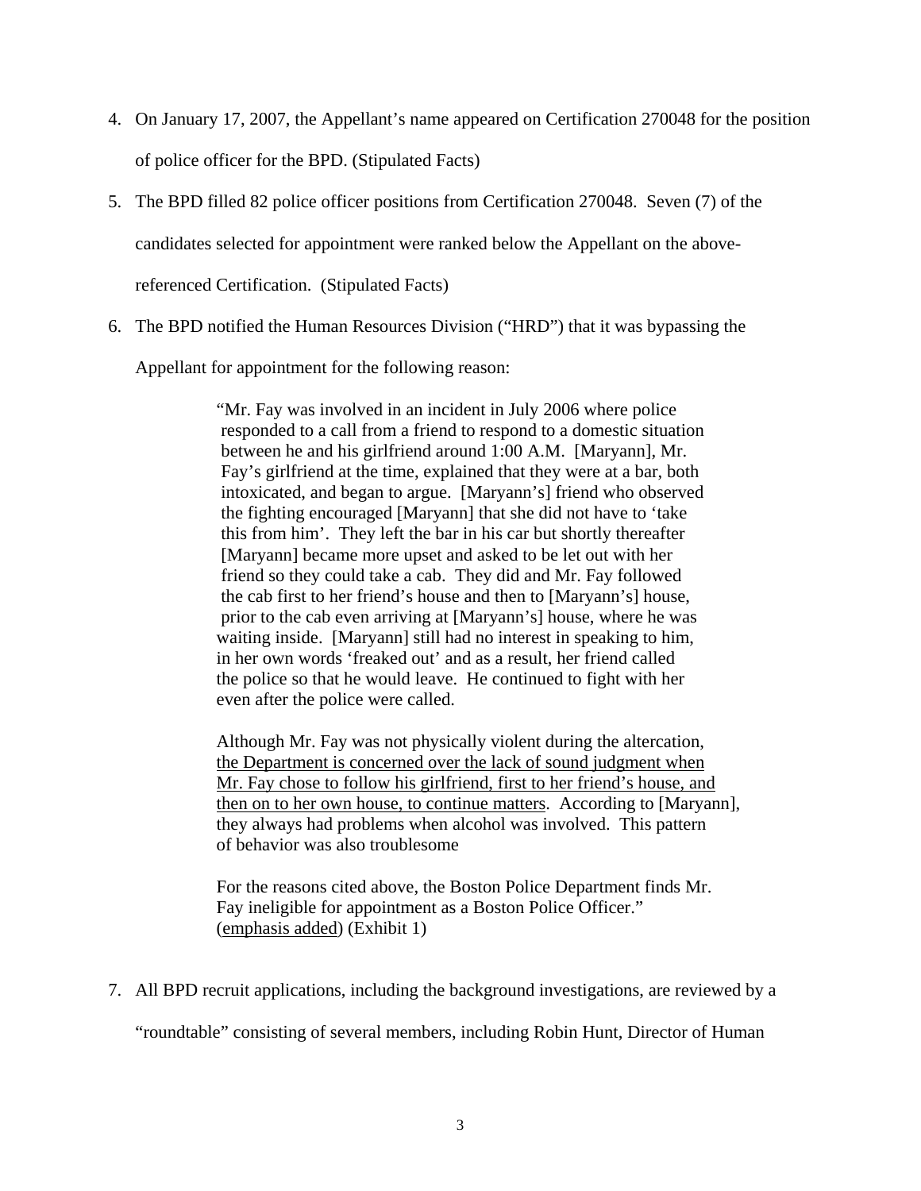4. On January 17, 2007, the Appellant's name appeared on Certification 270048 for the position of police officer for the BPD. (Stipulated Facts)

5. The BPD filled 82 police officer positions from Certification 270048. Seven (7) of the candidates selected for appointment were ranked below the Appellant on the above-referenced Certification. (Stipulated Facts)

6. The BPD notified the Human Resources Division ("HRD") that it was bypassing the Appellant for appointment for the following reason:

> "Mr. Fay was involved in an incident in July 2006 where police responded to a call from a friend to respond to a domestic situation between he and his girlfriend around 1:00 A.M. [Maryann], Mr. Fay's girlfriend at the time, explained that they were at a bar, both intoxicated, and began to argue. [Maryann's] friend who observed the fighting encouraged [Maryann] that she did not have to 'take this from him'. They left the bar in his car but shortly thereafter [Maryann] became more upset and asked to be let out with her friend so they could take a cab. They did and Mr. Fay followed the cab first to her friend's house and then to [Maryann's] house, prior to the cab even arriving at [Maryann's] house, where he was waiting inside. [Maryann] still had no interest in speaking to him, in her own words 'freaked out' and as a result, her friend called the police so that he would leave. He continued to fight with her even after the police were called.
>
> Although Mr. Fay was not physically violent during the altercation, <u>the Department is concerned over the lack of sound judgment when Mr. Fay chose to follow his girlfriend, first to her friend's house, and then on to her own house, to continue matters</u>. According to [Maryann], they always had problems when alcohol was involved. This pattern of behavior was also troublesome
>
> For the reasons cited above, the Boston Police Department finds Mr. Fay ineligible for appointment as a Boston Police Officer." (<u>emphasis added</u>) (Exhibit 1)

7. All BPD recruit applications, including the background investigations, are reviewed by a "roundtable" consisting of several members, including Robin Hunt, Director of Human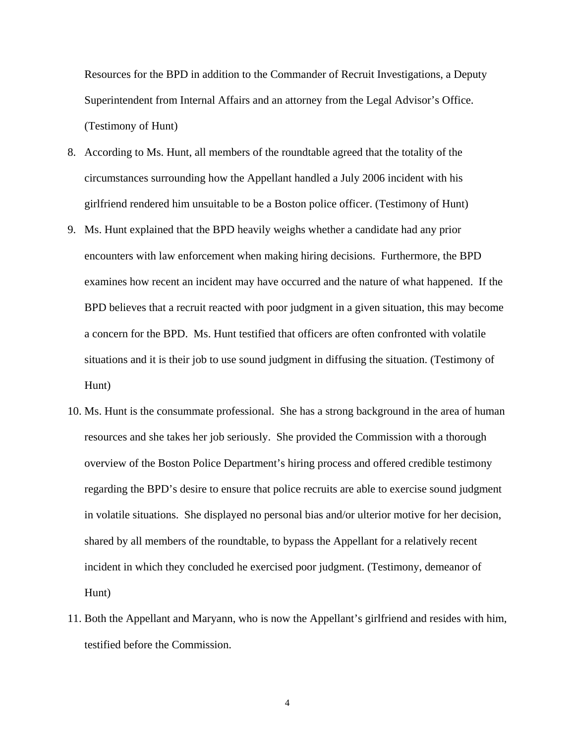Resources for the BPD in addition to the Commander of Recruit Investigations, a Deputy Superintendent from Internal Affairs and an attorney from the Legal Advisor's Office. (Testimony of Hunt)

8. According to Ms. Hunt, all members of the roundtable agreed that the totality of the circumstances surrounding how the Appellant handled a July 2006 incident with his girlfriend rendered him unsuitable to be a Boston police officer. (Testimony of Hunt)

9. Ms. Hunt explained that the BPD heavily weighs whether a candidate had any prior encounters with law enforcement when making hiring decisions. Furthermore, the BPD examines how recent an incident may have occurred and the nature of what happened. If the BPD believes that a recruit reacted with poor judgment in a given situation, this may become a concern for the BPD. Ms. Hunt testified that officers are often confronted with volatile situations and it is their job to use sound judgment in diffusing the situation. (Testimony of Hunt)

10. Ms. Hunt is the consummate professional. She has a strong background in the area of human resources and she takes her job seriously. She provided the Commission with a thorough overview of the Boston Police Department's hiring process and offered credible testimony regarding the BPD's desire to ensure that police recruits are able to exercise sound judgment in volatile situations. She displayed no personal bias and/or ulterior motive for her decision, shared by all members of the roundtable, to bypass the Appellant for a relatively recent incident in which they concluded he exercised poor judgment. (Testimony, demeanor of Hunt)

11. Both the Appellant and Maryann, who is now the Appellant's girlfriend and resides with him, testified before the Commission.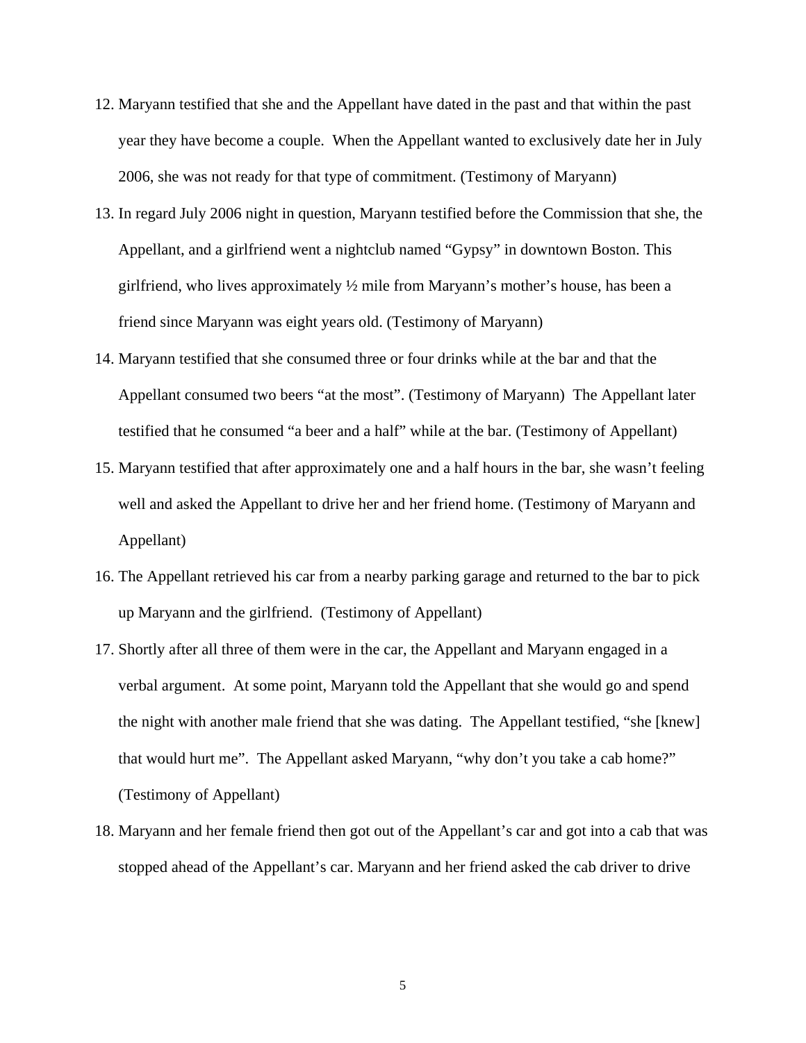12. Maryann testified that she and the Appellant have dated in the past and that within the past year they have become a couple. When the Appellant wanted to exclusively date her in July 2006, she was not ready for that type of commitment. (Testimony of Maryann)
13. In regard July 2006 night in question, Maryann testified before the Commission that she, the Appellant, and a girlfriend went a nightclub named "Gypsy" in downtown Boston. This girlfriend, who lives approximately ½ mile from Maryann's mother's house, has been a friend since Maryann was eight years old. (Testimony of Maryann)
14. Maryann testified that she consumed three or four drinks while at the bar and that the Appellant consumed two beers "at the most". (Testimony of Maryann) The Appellant later testified that he consumed "a beer and a half" while at the bar. (Testimony of Appellant)
15. Maryann testified that after approximately one and a half hours in the bar, she wasn't feeling well and asked the Appellant to drive her and her friend home. (Testimony of Maryann and Appellant)
16. The Appellant retrieved his car from a nearby parking garage and returned to the bar to pick up Maryann and the girlfriend. (Testimony of Appellant)
17. Shortly after all three of them were in the car, the Appellant and Maryann engaged in a verbal argument. At some point, Maryann told the Appellant that she would go and spend the night with another male friend that she was dating. The Appellant testified, "she [knew] that would hurt me". The Appellant asked Maryann, "why don't you take a cab home?" (Testimony of Appellant)
18. Maryann and her female friend then got out of the Appellant's car and got into a cab that was stopped ahead of the Appellant's car. Maryann and her friend asked the cab driver to drive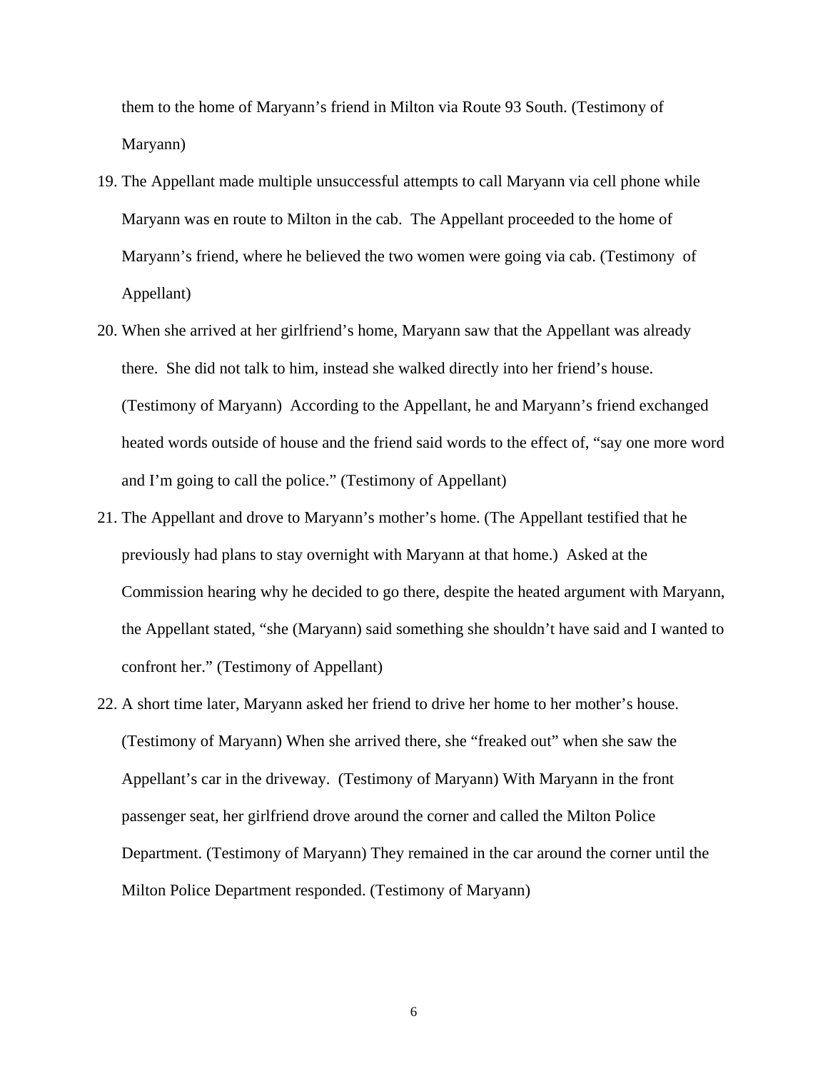them to the home of Maryann's friend in Milton via Route 93 South. (Testimony of Maryann)

19. The Appellant made multiple unsuccessful attempts to call Maryann via cell phone while Maryann was en route to Milton in the cab. The Appellant proceeded to the home of Maryann's friend, where he believed the two women were going via cab. (Testimony of Appellant)

20. When she arrived at her girlfriend's home, Maryann saw that the Appellant was already there. She did not talk to him, instead she walked directly into her friend's house. (Testimony of Maryann) According to the Appellant, he and Maryann's friend exchanged heated words outside of house and the friend said words to the effect of, "say one more word and I'm going to call the police." (Testimony of Appellant)

21. The Appellant and drove to Maryann's mother's home. (The Appellant testified that he previously had plans to stay overnight with Maryann at that home.) Asked at the Commission hearing why he decided to go there, despite the heated argument with Maryann, the Appellant stated, "she (Maryann) said something she shouldn't have said and I wanted to confront her." (Testimony of Appellant)

22. A short time later, Maryann asked her friend to drive her home to her mother's house. (Testimony of Maryann) When she arrived there, she "freaked out" when she saw the Appellant's car in the driveway. (Testimony of Maryann) With Maryann in the front passenger seat, her girlfriend drove around the corner and called the Milton Police Department. (Testimony of Maryann) They remained in the car around the corner until the Milton Police Department responded. (Testimony of Maryann)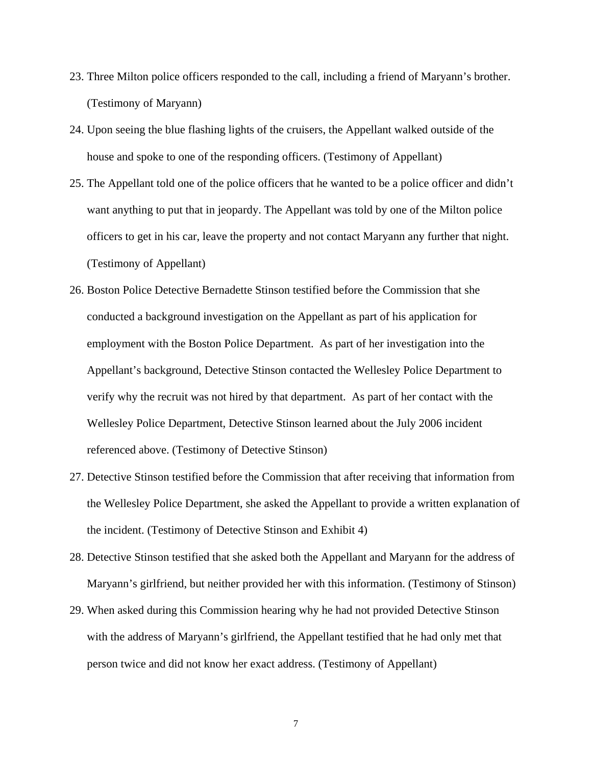23. Three Milton police officers responded to the call, including a friend of Maryann's brother. (Testimony of Maryann)
24. Upon seeing the blue flashing lights of the cruisers, the Appellant walked outside of the house and spoke to one of the responding officers. (Testimony of Appellant)
25. The Appellant told one of the police officers that he wanted to be a police officer and didn't want anything to put that in jeopardy. The Appellant was told by one of the Milton police officers to get in his car, leave the property and not contact Maryann any further that night. (Testimony of Appellant)
26. Boston Police Detective Bernadette Stinson testified before the Commission that she conducted a background investigation on the Appellant as part of his application for employment with the Boston Police Department. As part of her investigation into the Appellant's background, Detective Stinson contacted the Wellesley Police Department to verify why the recruit was not hired by that department. As part of her contact with the Wellesley Police Department, Detective Stinson learned about the July 2006 incident referenced above. (Testimony of Detective Stinson)
27. Detective Stinson testified before the Commission that after receiving that information from the Wellesley Police Department, she asked the Appellant to provide a written explanation of the incident. (Testimony of Detective Stinson and Exhibit 4)
28. Detective Stinson testified that she asked both the Appellant and Maryann for the address of Maryann's girlfriend, but neither provided her with this information. (Testimony of Stinson)
29. When asked during this Commission hearing why he had not provided Detective Stinson with the address of Maryann's girlfriend, the Appellant testified that he had only met that person twice and did not know her exact address. (Testimony of Appellant)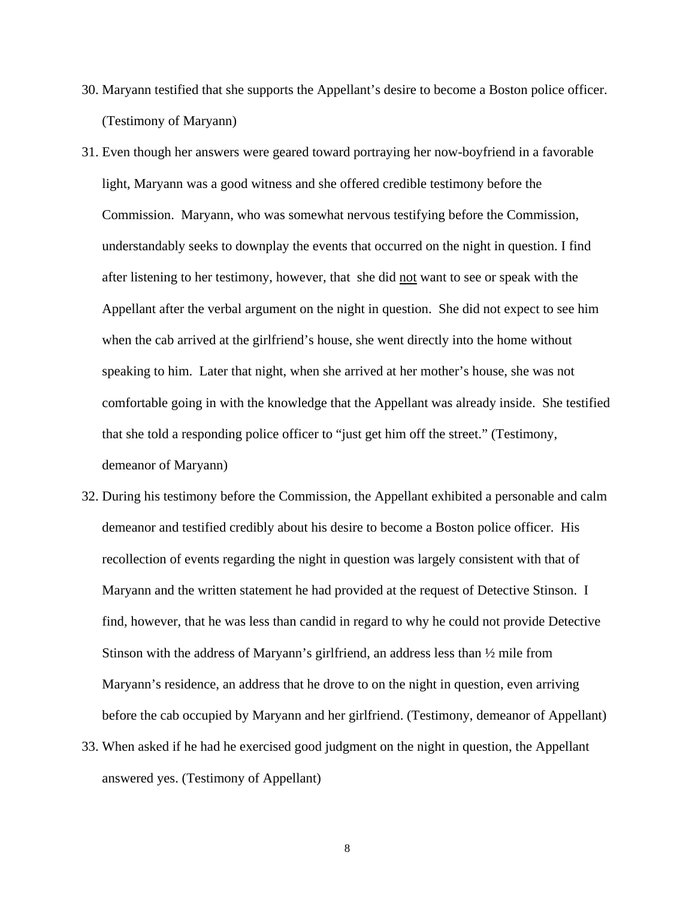30. Maryann testified that she supports the Appellant's desire to become a Boston police officer. (Testimony of Maryann)

31. Even though her answers were geared toward portraying her now-boyfriend in a favorable light, Maryann was a good witness and she offered credible testimony before the Commission. Maryann, who was somewhat nervous testifying before the Commission, understandably seeks to downplay the events that occurred on the night in question. I find after listening to her testimony, however, that she did <u>not</u> want to see or speak with the Appellant after the verbal argument on the night in question. She did not expect to see him when the cab arrived at the girlfriend's house, she went directly into the home without speaking to him. Later that night, when she arrived at her mother's house, she was not comfortable going in with the knowledge that the Appellant was already inside. She testified that she told a responding police officer to "just get him off the street." (Testimony, demeanor of Maryann)

32. During his testimony before the Commission, the Appellant exhibited a personable and calm demeanor and testified credibly about his desire to become a Boston police officer. His recollection of events regarding the night in question was largely consistent with that of Maryann and the written statement he had provided at the request of Detective Stinson. I find, however, that he was less than candid in regard to why he could not provide Detective Stinson with the address of Maryann's girlfriend, an address less than ½ mile from Maryann's residence, an address that he drove to on the night in question, even arriving before the cab occupied by Maryann and her girlfriend. (Testimony, demeanor of Appellant)

33. When asked if he had he exercised good judgment on the night in question, the Appellant answered yes. (Testimony of Appellant)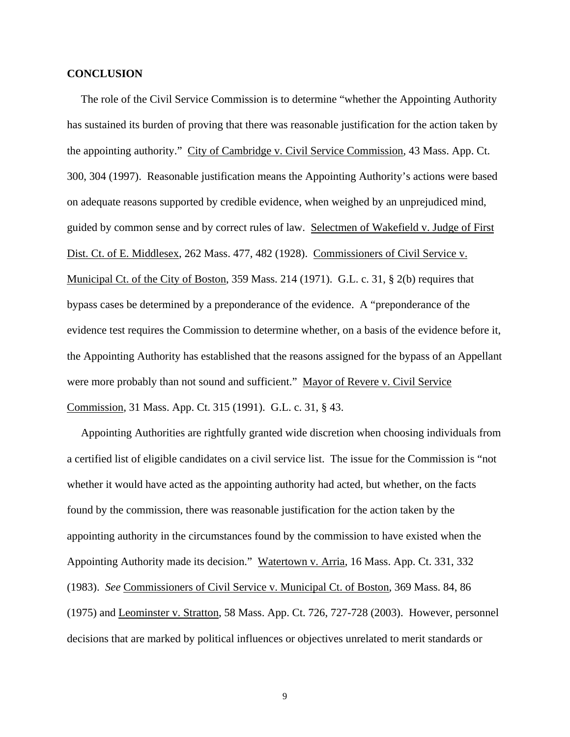**CONCLUSION**

The role of the Civil Service Commission is to determine "whether the Appointing Authority has sustained its burden of proving that there was reasonable justification for the action taken by the appointing authority." City of Cambridge v. Civil Service Commission, 43 Mass. App. Ct. 300, 304 (1997). Reasonable justification means the Appointing Authority's actions were based on adequate reasons supported by credible evidence, when weighed by an unprejudiced mind, guided by common sense and by correct rules of law. Selectmen of Wakefield v. Judge of First Dist. Ct. of E. Middlesex, 262 Mass. 477, 482 (1928). Commissioners of Civil Service v. Municipal Ct. of the City of Boston, 359 Mass. 214 (1971). G.L. c. 31, § 2(b) requires that bypass cases be determined by a preponderance of the evidence. A "preponderance of the evidence test requires the Commission to determine whether, on a basis of the evidence before it, the Appointing Authority has established that the reasons assigned for the bypass of an Appellant were more probably than not sound and sufficient." Mayor of Revere v. Civil Service Commission, 31 Mass. App. Ct. 315 (1991). G.L. c. 31, § 43.

Appointing Authorities are rightfully granted wide discretion when choosing individuals from a certified list of eligible candidates on a civil service list. The issue for the Commission is "not whether it would have acted as the appointing authority had acted, but whether, on the facts found by the commission, there was reasonable justification for the action taken by the appointing authority in the circumstances found by the commission to have existed when the Appointing Authority made its decision." Watertown v. Arria, 16 Mass. App. Ct. 331, 332 (1983). *See* Commissioners of Civil Service v. Municipal Ct. of Boston, 369 Mass. 84, 86 (1975) and Leominster v. Stratton, 58 Mass. App. Ct. 726, 727-728 (2003). However, personnel decisions that are marked by political influences or objectives unrelated to merit standards or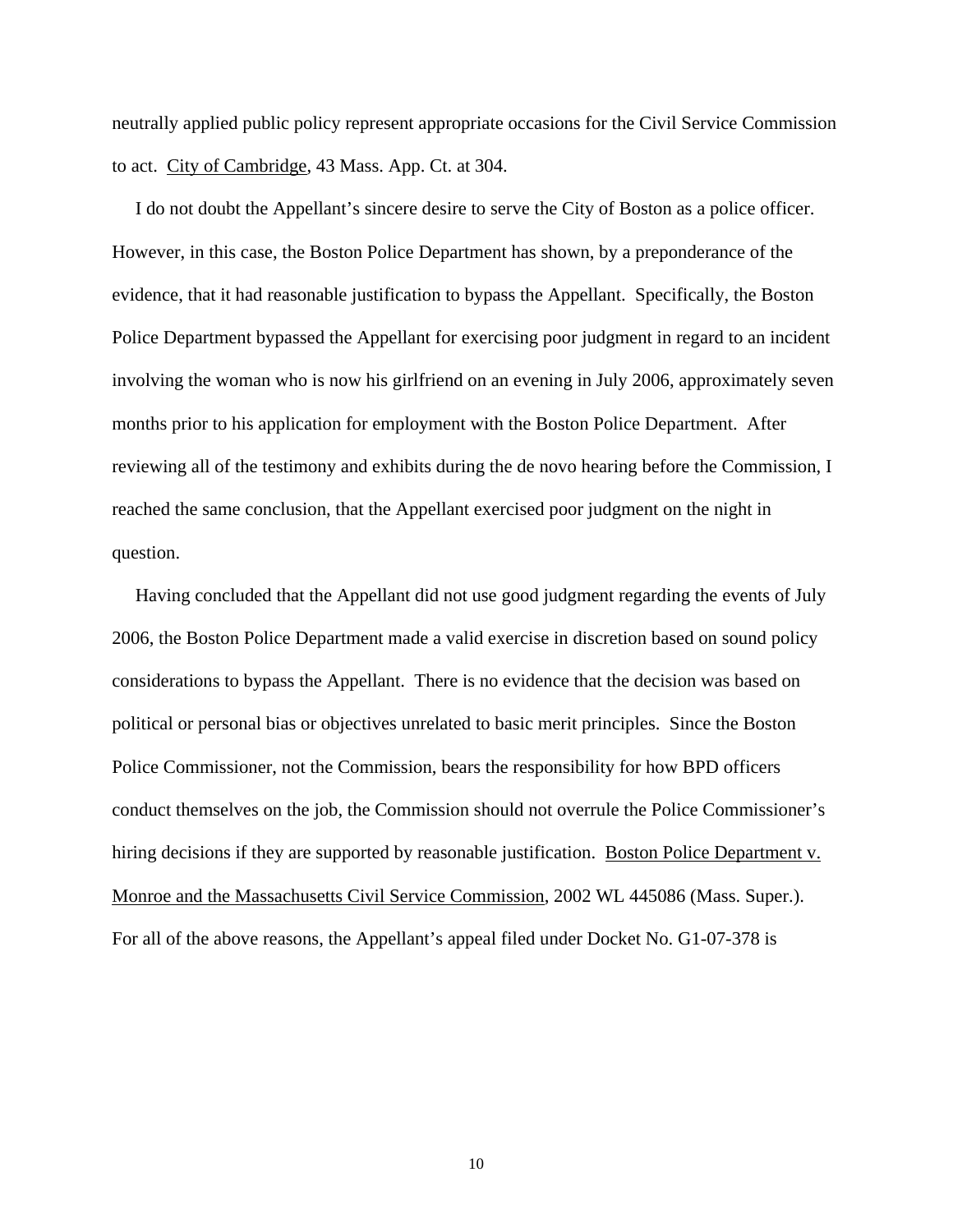neutrally applied public policy represent appropriate occasions for the Civil Service Commission to act. City of Cambridge, 43 Mass. App. Ct. at 304.

I do not doubt the Appellant's sincere desire to serve the City of Boston as a police officer. However, in this case, the Boston Police Department has shown, by a preponderance of the evidence, that it had reasonable justification to bypass the Appellant. Specifically, the Boston Police Department bypassed the Appellant for exercising poor judgment in regard to an incident involving the woman who is now his girlfriend on an evening in July 2006, approximately seven months prior to his application for employment with the Boston Police Department. After reviewing all of the testimony and exhibits during the de novo hearing before the Commission, I reached the same conclusion, that the Appellant exercised poor judgment on the night in question.

Having concluded that the Appellant did not use good judgment regarding the events of July 2006, the Boston Police Department made a valid exercise in discretion based on sound policy considerations to bypass the Appellant. There is no evidence that the decision was based on political or personal bias or objectives unrelated to basic merit principles. Since the Boston Police Commissioner, not the Commission, bears the responsibility for how BPD officers conduct themselves on the job, the Commission should not overrule the Police Commissioner's hiring decisions if they are supported by reasonable justification. Boston Police Department v. Monroe and the Massachusetts Civil Service Commission, 2002 WL 445086 (Mass. Super.). For all of the above reasons, the Appellant's appeal filed under Docket No. G1-07-378 is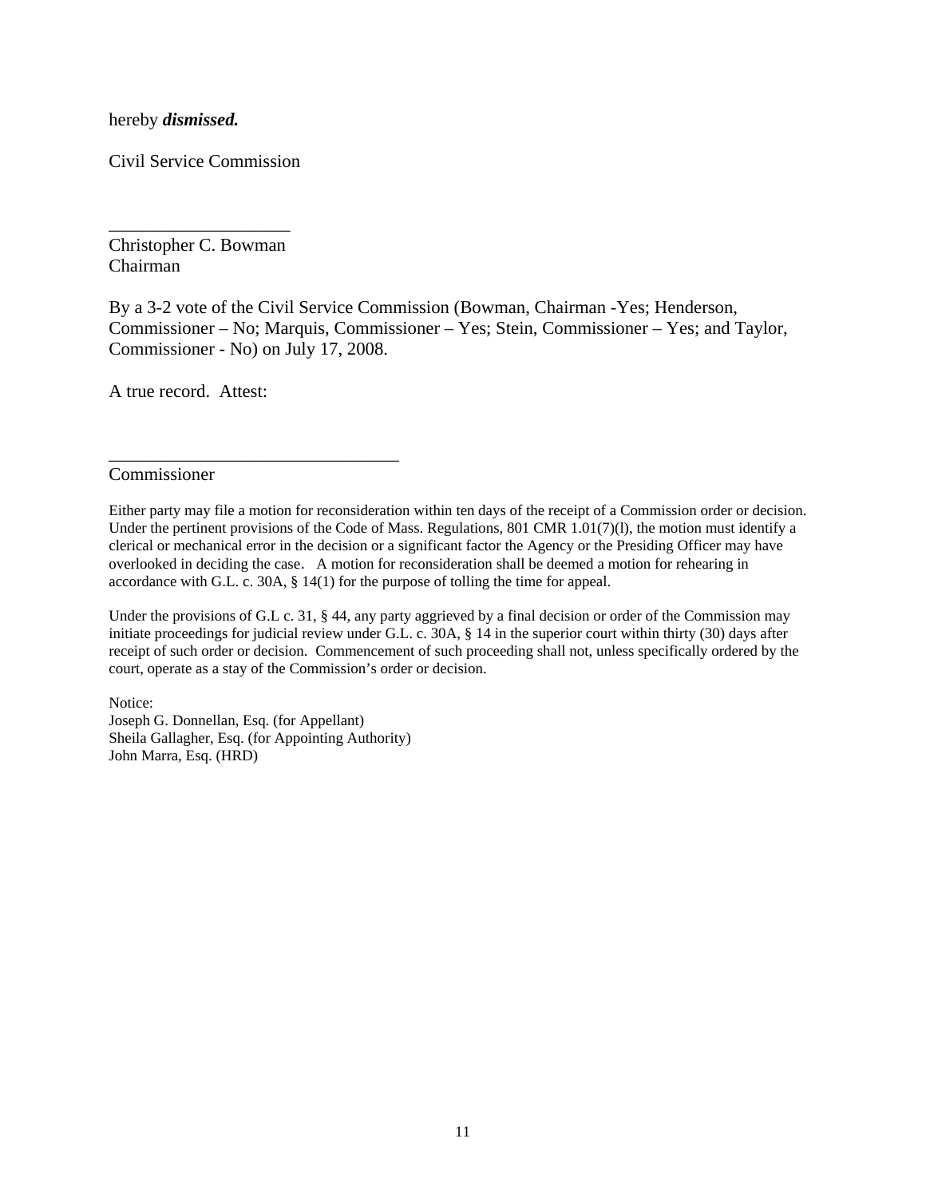hereby ***dismissed.***

Civil Service Commission

\_\_\_\_\_\_\_\_\_\_\_\_\_\_\_\_\_\_\_\_

Christopher C. Bowman
Chairman

By a 3-2 vote of the Civil Service Commission (Bowman, Chairman -Yes; Henderson, Commissioner – No; Marquis, Commissioner – Yes; Stein, Commissioner – Yes; and Taylor, Commissioner - No) on July 17, 2008.

A true record. Attest:

\_\_\_\_\_\_\_\_\_\_\_\_\_\_\_\_\_\_\_\_\_\_\_\_\_\_\_\_\_\_\_\_

Commissioner

Either party may file a motion for reconsideration within ten days of the receipt of a Commission order or decision. Under the pertinent provisions of the Code of Mass. Regulations, 801 CMR 1.01(7)(l), the motion must identify a clerical or mechanical error in the decision or a significant factor the Agency or the Presiding Officer may have overlooked in deciding the case. A motion for reconsideration shall be deemed a motion for rehearing in accordance with G.L. c. 30A, § 14(1) for the purpose of tolling the time for appeal.

Under the provisions of G.L c. 31, § 44, any party aggrieved by a final decision or order of the Commission may initiate proceedings for judicial review under G.L. c. 30A, § 14 in the superior court within thirty (30) days after receipt of such order or decision. Commencement of such proceeding shall not, unless specifically ordered by the court, operate as a stay of the Commission's order or decision.

Notice:
Joseph G. Donnellan, Esq. (for Appellant)
Sheila Gallagher, Esq. (for Appointing Authority)
John Marra, Esq. (HRD)